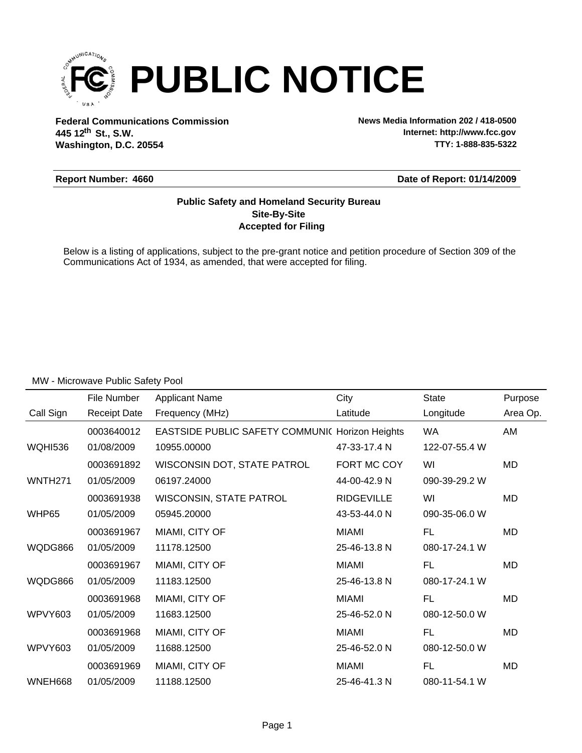# PUBLIC NOTICE

**Federal Communications Commission**
**445 12th St., S.W.**
**Washington, D.C. 20554**

**News Media Information 202 / 418-0500**
**Internet: http://www.fcc.gov**
**TTY: 1-888-835-5322**

**Report Number: 4660** | **Date of Report: 01/14/2009**

**Public Safety and Homeland Security Bureau**
**Site-By-Site**
**Accepted for Filing**

Below is a listing of applications, subject to the pre-grant notice and petition procedure of Section 309 of the Communications Act of 1934, as amended, that were accepted for filing.

MW - Microwave Public Safety Pool

| Call Sign | File Number / Receipt Date | Applicant Name / Frequency (MHz) | City / Latitude | State / Longitude | Purpose / Area Op. |
|---|---|---|---|---|---|
| | 0003640012 | EASTSIDE PUBLIC SAFETY COMMUNI( | Horizon Heights | WA | AM |
| WQHI536 | 01/08/2009 | 10955.00000 | 47-33-17.4 N | 122-07-55.4 W | |
| | 0003691892 | WISCONSIN DOT, STATE PATROL | FORT MC COY | WI | MD |
| WNTH271 | 01/05/2009 | 06197.24000 | 44-00-42.9 N | 090-39-29.2 W | |
| | 0003691938 | WISCONSIN, STATE PATROL | RIDGEVILLE | WI | MD |
| WHP65 | 01/05/2009 | 05945.20000 | 43-53-44.0 N | 090-35-06.0 W | |
| | 0003691967 | MIAMI, CITY OF | MIAMI | FL | MD |
| WQDG866 | 01/05/2009 | 11178.12500 | 25-46-13.8 N | 080-17-24.1 W | |
| | 0003691967 | MIAMI, CITY OF | MIAMI | FL | MD |
| WQDG866 | 01/05/2009 | 11183.12500 | 25-46-13.8 N | 080-17-24.1 W | |
| | 0003691968 | MIAMI, CITY OF | MIAMI | FL | MD |
| WPVY603 | 01/05/2009 | 11683.12500 | 25-46-52.0 N | 080-12-50.0 W | |
| | 0003691968 | MIAMI, CITY OF | MIAMI | FL | MD |
| WPVY603 | 01/05/2009 | 11688.12500 | 25-46-52.0 N | 080-12-50.0 W | |
| | 0003691969 | MIAMI, CITY OF | MIAMI | FL | MD |
| WNEH668 | 01/05/2009 | 11188.12500 | 25-46-41.3 N | 080-11-54.1 W | |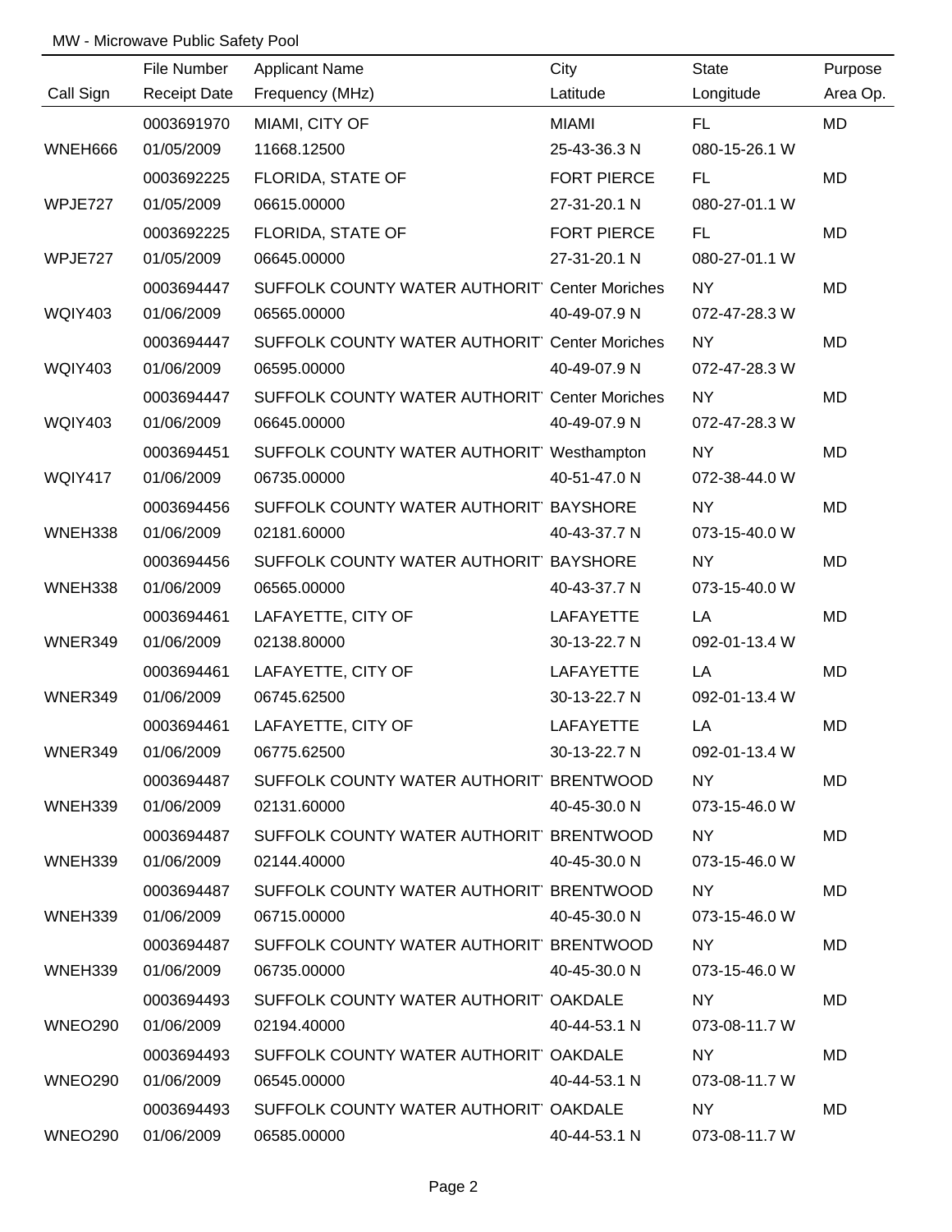MW - Microwave Public Safety Pool

| Call Sign | File Number<br>Receipt Date | Applicant Name<br>Frequency (MHz) | City<br>Latitude | State<br>Longitude | Purpose<br>Area Op. |
|---|---|---|---|---|---|
| WNEH666 | 0003691970<br>01/05/2009 | MIAMI, CITY OF<br>11668.12500 | MIAMI<br>25-43-36.3 N | FL<br>080-15-26.1 W | MD |
| WPJE727 | 0003692225<br>01/05/2009 | FLORIDA, STATE OF<br>06615.00000 | FORT PIERCE<br>27-31-20.1 N | FL<br>080-27-01.1 W | MD |
| WPJE727 | 0003692225<br>01/05/2009 | FLORIDA, STATE OF<br>06645.00000 | FORT PIERCE<br>27-31-20.1 N | FL<br>080-27-01.1 W | MD |
| WQIY403 | 0003694447<br>01/06/2009 | SUFFOLK COUNTY WATER AUTHORIT<br>06565.00000 | Center Moriches<br>40-49-07.9 N | NY<br>072-47-28.3 W | MD |
| WQIY403 | 0003694447<br>01/06/2009 | SUFFOLK COUNTY WATER AUTHORIT<br>06595.00000 | Center Moriches<br>40-49-07.9 N | NY<br>072-47-28.3 W | MD |
| WQIY403 | 0003694447<br>01/06/2009 | SUFFOLK COUNTY WATER AUTHORIT<br>06645.00000 | Center Moriches<br>40-49-07.9 N | NY<br>072-47-28.3 W | MD |
| WQIY417 | 0003694451<br>01/06/2009 | SUFFOLK COUNTY WATER AUTHORIT<br>06735.00000 | Westhampton<br>40-51-47.0 N | NY<br>072-38-44.0 W | MD |
| WNEH338 | 0003694456<br>01/06/2009 | SUFFOLK COUNTY WATER AUTHORIT<br>02181.60000 | BAYSHORE<br>40-43-37.7 N | NY<br>073-15-40.0 W | MD |
| WNEH338 | 0003694456<br>01/06/2009 | SUFFOLK COUNTY WATER AUTHORIT<br>06565.00000 | BAYSHORE<br>40-43-37.7 N | NY<br>073-15-40.0 W | MD |
| WNER349 | 0003694461<br>01/06/2009 | LAFAYETTE, CITY OF<br>02138.80000 | LAFAYETTE<br>30-13-22.7 N | LA<br>092-01-13.4 W | MD |
| WNER349 | 0003694461<br>01/06/2009 | LAFAYETTE, CITY OF<br>06745.62500 | LAFAYETTE<br>30-13-22.7 N | LA<br>092-01-13.4 W | MD |
| WNER349 | 0003694461<br>01/06/2009 | LAFAYETTE, CITY OF<br>06775.62500 | LAFAYETTE<br>30-13-22.7 N | LA<br>092-01-13.4 W | MD |
| WNEH339 | 0003694487<br>01/06/2009 | SUFFOLK COUNTY WATER AUTHORIT<br>02131.60000 | BRENTWOOD<br>40-45-30.0 N | NY<br>073-15-46.0 W | MD |
| WNEH339 | 0003694487<br>01/06/2009 | SUFFOLK COUNTY WATER AUTHORIT<br>02144.40000 | BRENTWOOD<br>40-45-30.0 N | NY<br>073-15-46.0 W | MD |
| WNEH339 | 0003694487<br>01/06/2009 | SUFFOLK COUNTY WATER AUTHORIT<br>06715.00000 | BRENTWOOD<br>40-45-30.0 N | NY<br>073-15-46.0 W | MD |
| WNEH339 | 0003694487<br>01/06/2009 | SUFFOLK COUNTY WATER AUTHORIT<br>06735.00000 | BRENTWOOD<br>40-45-30.0 N | NY<br>073-15-46.0 W | MD |
| WNEO290 | 0003694493<br>01/06/2009 | SUFFOLK COUNTY WATER AUTHORIT<br>02194.40000 | OAKDALE<br>40-44-53.1 N | NY<br>073-08-11.7 W | MD |
| WNEO290 | 0003694493<br>01/06/2009 | SUFFOLK COUNTY WATER AUTHORIT<br>06545.00000 | OAKDALE<br>40-44-53.1 N | NY<br>073-08-11.7 W | MD |
| WNEO290 | 0003694493<br>01/06/2009 | SUFFOLK COUNTY WATER AUTHORIT<br>06585.00000 | OAKDALE<br>40-44-53.1 N | NY<br>073-08-11.7 W | MD |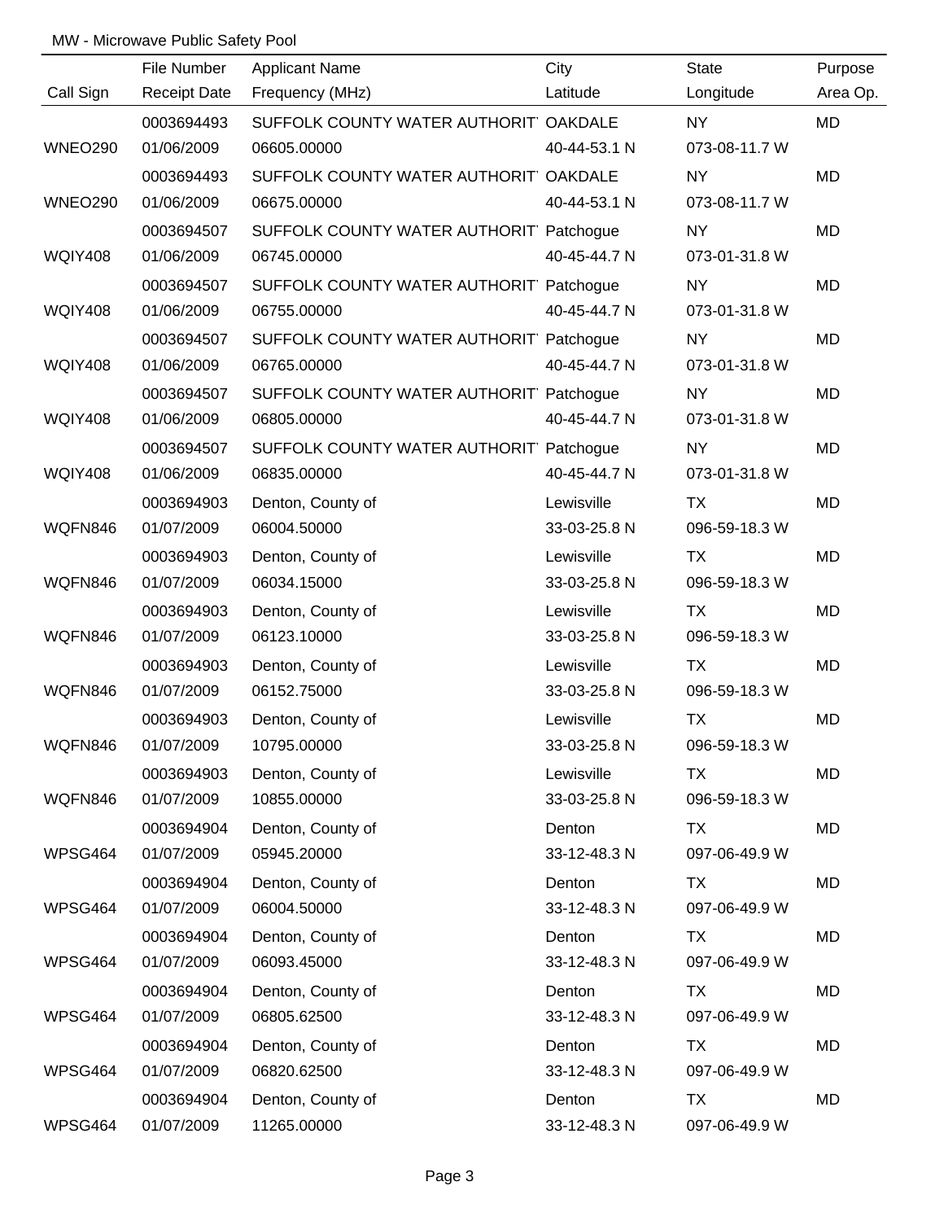MW - Microwave Public Safety Pool

| Call Sign | File Number / Receipt Date | Applicant Name / Frequency (MHz) | City / Latitude | State / Longitude | Purpose / Area Op. |
|---|---|---|---|---|---|
| | 0003694493 | SUFFOLK COUNTY WATER AUTHORIT | OAKDALE | NY | MD |
| WNEO290 | 01/06/2009 | 06605.00000 | 40-44-53.1 N | 073-08-11.7 W | |
| | 0003694493 | SUFFOLK COUNTY WATER AUTHORIT | OAKDALE | NY | MD |
| WNEO290 | 01/06/2009 | 06675.00000 | 40-44-53.1 N | 073-08-11.7 W | |
| | 0003694507 | SUFFOLK COUNTY WATER AUTHORIT | Patchogue | NY | MD |
| WQIY408 | 01/06/2009 | 06745.00000 | 40-45-44.7 N | 073-01-31.8 W | |
| | 0003694507 | SUFFOLK COUNTY WATER AUTHORIT | Patchogue | NY | MD |
| WQIY408 | 01/06/2009 | 06755.00000 | 40-45-44.7 N | 073-01-31.8 W | |
| | 0003694507 | SUFFOLK COUNTY WATER AUTHORIT | Patchogue | NY | MD |
| WQIY408 | 01/06/2009 | 06765.00000 | 40-45-44.7 N | 073-01-31.8 W | |
| | 0003694507 | SUFFOLK COUNTY WATER AUTHORIT | Patchogue | NY | MD |
| WQIY408 | 01/06/2009 | 06805.00000 | 40-45-44.7 N | 073-01-31.8 W | |
| | 0003694507 | SUFFOLK COUNTY WATER AUTHORIT | Patchogue | NY | MD |
| WQIY408 | 01/06/2009 | 06835.00000 | 40-45-44.7 N | 073-01-31.8 W | |
| | 0003694903 | Denton, County of | Lewisville | TX | MD |
| WQFN846 | 01/07/2009 | 06004.50000 | 33-03-25.8 N | 096-59-18.3 W | |
| | 0003694903 | Denton, County of | Lewisville | TX | MD |
| WQFN846 | 01/07/2009 | 06034.15000 | 33-03-25.8 N | 096-59-18.3 W | |
| | 0003694903 | Denton, County of | Lewisville | TX | MD |
| WQFN846 | 01/07/2009 | 06123.10000 | 33-03-25.8 N | 096-59-18.3 W | |
| | 0003694903 | Denton, County of | Lewisville | TX | MD |
| WQFN846 | 01/07/2009 | 06152.75000 | 33-03-25.8 N | 096-59-18.3 W | |
| | 0003694903 | Denton, County of | Lewisville | TX | MD |
| WQFN846 | 01/07/2009 | 10795.00000 | 33-03-25.8 N | 096-59-18.3 W | |
| | 0003694903 | Denton, County of | Lewisville | TX | MD |
| WQFN846 | 01/07/2009 | 10855.00000 | 33-03-25.8 N | 096-59-18.3 W | |
| | 0003694904 | Denton, County of | Denton | TX | MD |
| WPSG464 | 01/07/2009 | 05945.20000 | 33-12-48.3 N | 097-06-49.9 W | |
| | 0003694904 | Denton, County of | Denton | TX | MD |
| WPSG464 | 01/07/2009 | 06004.50000 | 33-12-48.3 N | 097-06-49.9 W | |
| | 0003694904 | Denton, County of | Denton | TX | MD |
| WPSG464 | 01/07/2009 | 06093.45000 | 33-12-48.3 N | 097-06-49.9 W | |
| | 0003694904 | Denton, County of | Denton | TX | MD |
| WPSG464 | 01/07/2009 | 06805.62500 | 33-12-48.3 N | 097-06-49.9 W | |
| | 0003694904 | Denton, County of | Denton | TX | MD |
| WPSG464 | 01/07/2009 | 06820.62500 | 33-12-48.3 N | 097-06-49.9 W | |
| | 0003694904 | Denton, County of | Denton | TX | MD |
| WPSG464 | 01/07/2009 | 11265.00000 | 33-12-48.3 N | 097-06-49.9 W | |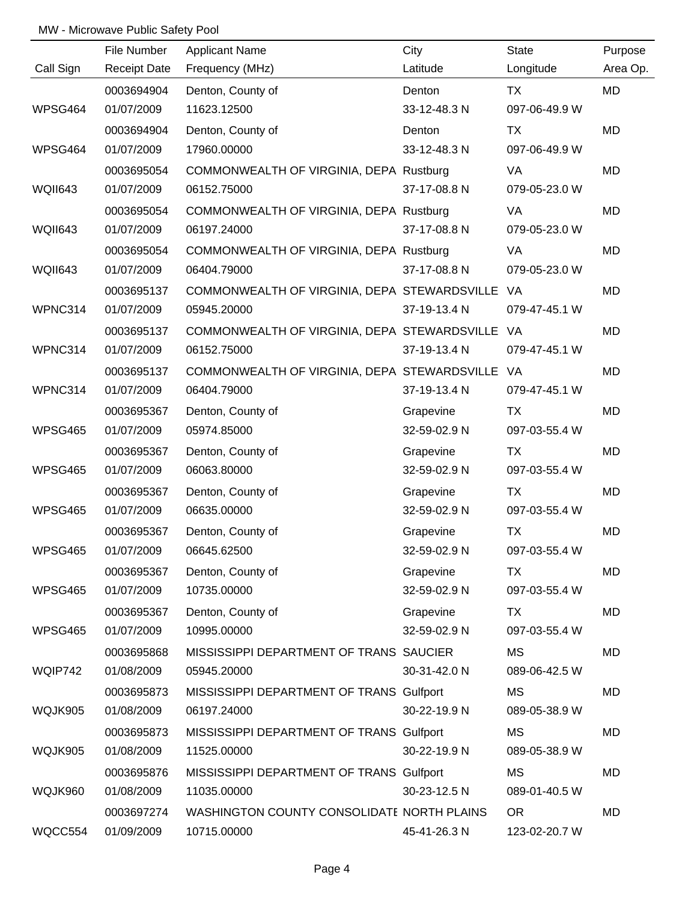MW - Microwave Public Safety Pool

| Call Sign | File Number / Receipt Date | Applicant Name / Frequency (MHz) | City / Latitude | State / Longitude | Purpose / Area Op. |
|---|---|---|---|---|---|
| | 0003694904 | Denton, County of | Denton | TX | MD |
| WPSG464 | 01/07/2009 | 11623.12500 | 33-12-48.3 N | 097-06-49.9 W | |
| | 0003694904 | Denton, County of | Denton | TX | MD |
| WPSG464 | 01/07/2009 | 17960.00000 | 33-12-48.3 N | 097-06-49.9 W | |
| | 0003695054 | COMMONWEALTH OF VIRGINIA, DEPA | Rustburg | VA | MD |
| WQII643 | 01/07/2009 | 06152.75000 | 37-17-08.8 N | 079-05-23.0 W | |
| | 0003695054 | COMMONWEALTH OF VIRGINIA, DEPA | Rustburg | VA | MD |
| WQII643 | 01/07/2009 | 06197.24000 | 37-17-08.8 N | 079-05-23.0 W | |
| | 0003695054 | COMMONWEALTH OF VIRGINIA, DEPA | Rustburg | VA | MD |
| WQII643 | 01/07/2009 | 06404.79000 | 37-17-08.8 N | 079-05-23.0 W | |
| | 0003695137 | COMMONWEALTH OF VIRGINIA, DEPA | STEWARDSVILLE | VA | MD |
| WPNC314 | 01/07/2009 | 05945.20000 | 37-19-13.4 N | 079-47-45.1 W | |
| | 0003695137 | COMMONWEALTH OF VIRGINIA, DEPA | STEWARDSVILLE | VA | MD |
| WPNC314 | 01/07/2009 | 06152.75000 | 37-19-13.4 N | 079-47-45.1 W | |
| | 0003695137 | COMMONWEALTH OF VIRGINIA, DEPA | STEWARDSVILLE | VA | MD |
| WPNC314 | 01/07/2009 | 06404.79000 | 37-19-13.4 N | 079-47-45.1 W | |
| | 0003695367 | Denton, County of | Grapevine | TX | MD |
| WPSG465 | 01/07/2009 | 05974.85000 | 32-59-02.9 N | 097-03-55.4 W | |
| | 0003695367 | Denton, County of | Grapevine | TX | MD |
| WPSG465 | 01/07/2009 | 06063.80000 | 32-59-02.9 N | 097-03-55.4 W | |
| | 0003695367 | Denton, County of | Grapevine | TX | MD |
| WPSG465 | 01/07/2009 | 06635.00000 | 32-59-02.9 N | 097-03-55.4 W | |
| | 0003695367 | Denton, County of | Grapevine | TX | MD |
| WPSG465 | 01/07/2009 | 06645.62500 | 32-59-02.9 N | 097-03-55.4 W | |
| | 0003695367 | Denton, County of | Grapevine | TX | MD |
| WPSG465 | 01/07/2009 | 10735.00000 | 32-59-02.9 N | 097-03-55.4 W | |
| | 0003695367 | Denton, County of | Grapevine | TX | MD |
| WPSG465 | 01/07/2009 | 10995.00000 | 32-59-02.9 N | 097-03-55.4 W | |
| | 0003695868 | MISSISSIPPI DEPARTMENT OF TRANS | SAUCIER | MS | MD |
| WQIP742 | 01/08/2009 | 05945.20000 | 30-31-42.0 N | 089-06-42.5 W | |
| | 0003695873 | MISSISSIPPI DEPARTMENT OF TRANS | Gulfport | MS | MD |
| WQJK905 | 01/08/2009 | 06197.24000 | 30-22-19.9 N | 089-05-38.9 W | |
| | 0003695873 | MISSISSIPPI DEPARTMENT OF TRANS | Gulfport | MS | MD |
| WQJK905 | 01/08/2009 | 11525.00000 | 30-22-19.9 N | 089-05-38.9 W | |
| | 0003695876 | MISSISSIPPI DEPARTMENT OF TRANS | Gulfport | MS | MD |
| WQJK960 | 01/08/2009 | 11035.00000 | 30-23-12.5 N | 089-01-40.5 W | |
| | 0003697274 | WASHINGTON COUNTY CONSOLIDATE | NORTH PLAINS | OR | MD |
| WQCC554 | 01/09/2009 | 10715.00000 | 45-41-26.3 N | 123-02-20.7 W | |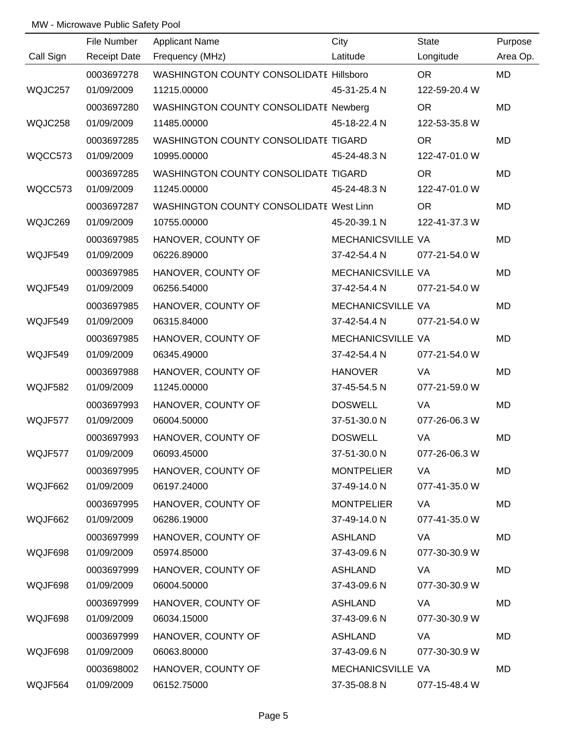MW - Microwave Public Safety Pool

| Call Sign | File Number / Receipt Date | Applicant Name / Frequency (MHz) | City / Latitude | State / Longitude | Purpose / Area Op. |
|---|---|---|---|---|---|
| | 0003697278 | WASHINGTON COUNTY CONSOLIDATE | Hillsboro | OR | MD |
| WQJC257 | 01/09/2009 | 11215.00000 | 45-31-25.4 N | 122-59-20.4 W | |
| | 0003697280 | WASHINGTON COUNTY CONSOLIDATE | Newberg | OR | MD |
| WQJC258 | 01/09/2009 | 11485.00000 | 45-18-22.4 N | 122-53-35.8 W | |
| | 0003697285 | WASHINGTON COUNTY CONSOLIDATE | TIGARD | OR | MD |
| WQCC573 | 01/09/2009 | 10995.00000 | 45-24-48.3 N | 122-47-01.0 W | |
| | 0003697285 | WASHINGTON COUNTY CONSOLIDATE | TIGARD | OR | MD |
| WQCC573 | 01/09/2009 | 11245.00000 | 45-24-48.3 N | 122-47-01.0 W | |
| | 0003697287 | WASHINGTON COUNTY CONSOLIDATE | West Linn | OR | MD |
| WQJC269 | 01/09/2009 | 10755.00000 | 45-20-39.1 N | 122-41-37.3 W | |
| | 0003697985 | HANOVER, COUNTY OF | MECHANICSVILLE | VA | MD |
| WQJF549 | 01/09/2009 | 06226.89000 | 37-42-54.4 N | 077-21-54.0 W | |
| | 0003697985 | HANOVER, COUNTY OF | MECHANICSVILLE | VA | MD |
| WQJF549 | 01/09/2009 | 06256.54000 | 37-42-54.4 N | 077-21-54.0 W | |
| | 0003697985 | HANOVER, COUNTY OF | MECHANICSVILLE | VA | MD |
| WQJF549 | 01/09/2009 | 06315.84000 | 37-42-54.4 N | 077-21-54.0 W | |
| | 0003697985 | HANOVER, COUNTY OF | MECHANICSVILLE | VA | MD |
| WQJF549 | 01/09/2009 | 06345.49000 | 37-42-54.4 N | 077-21-54.0 W | |
| | 0003697988 | HANOVER, COUNTY OF | HANOVER | VA | MD |
| WQJF582 | 01/09/2009 | 11245.00000 | 37-45-54.5 N | 077-21-59.0 W | |
| | 0003697993 | HANOVER, COUNTY OF | DOSWELL | VA | MD |
| WQJF577 | 01/09/2009 | 06004.50000 | 37-51-30.0 N | 077-26-06.3 W | |
| | 0003697993 | HANOVER, COUNTY OF | DOSWELL | VA | MD |
| WQJF577 | 01/09/2009 | 06093.45000 | 37-51-30.0 N | 077-26-06.3 W | |
| | 0003697995 | HANOVER, COUNTY OF | MONTPELIER | VA | MD |
| WQJF662 | 01/09/2009 | 06197.24000 | 37-49-14.0 N | 077-41-35.0 W | |
| | 0003697995 | HANOVER, COUNTY OF | MONTPELIER | VA | MD |
| WQJF662 | 01/09/2009 | 06286.19000 | 37-49-14.0 N | 077-41-35.0 W | |
| | 0003697999 | HANOVER, COUNTY OF | ASHLAND | VA | MD |
| WQJF698 | 01/09/2009 | 05974.85000 | 37-43-09.6 N | 077-30-30.9 W | |
| | 0003697999 | HANOVER, COUNTY OF | ASHLAND | VA | MD |
| WQJF698 | 01/09/2009 | 06004.50000 | 37-43-09.6 N | 077-30-30.9 W | |
| | 0003697999 | HANOVER, COUNTY OF | ASHLAND | VA | MD |
| WQJF698 | 01/09/2009 | 06034.15000 | 37-43-09.6 N | 077-30-30.9 W | |
| | 0003697999 | HANOVER, COUNTY OF | ASHLAND | VA | MD |
| WQJF698 | 01/09/2009 | 06063.80000 | 37-43-09.6 N | 077-30-30.9 W | |
| | 0003698002 | HANOVER, COUNTY OF | MECHANICSVILLE | VA | MD |
| WQJF564 | 01/09/2009 | 06152.75000 | 37-35-08.8 N | 077-15-48.4 W | |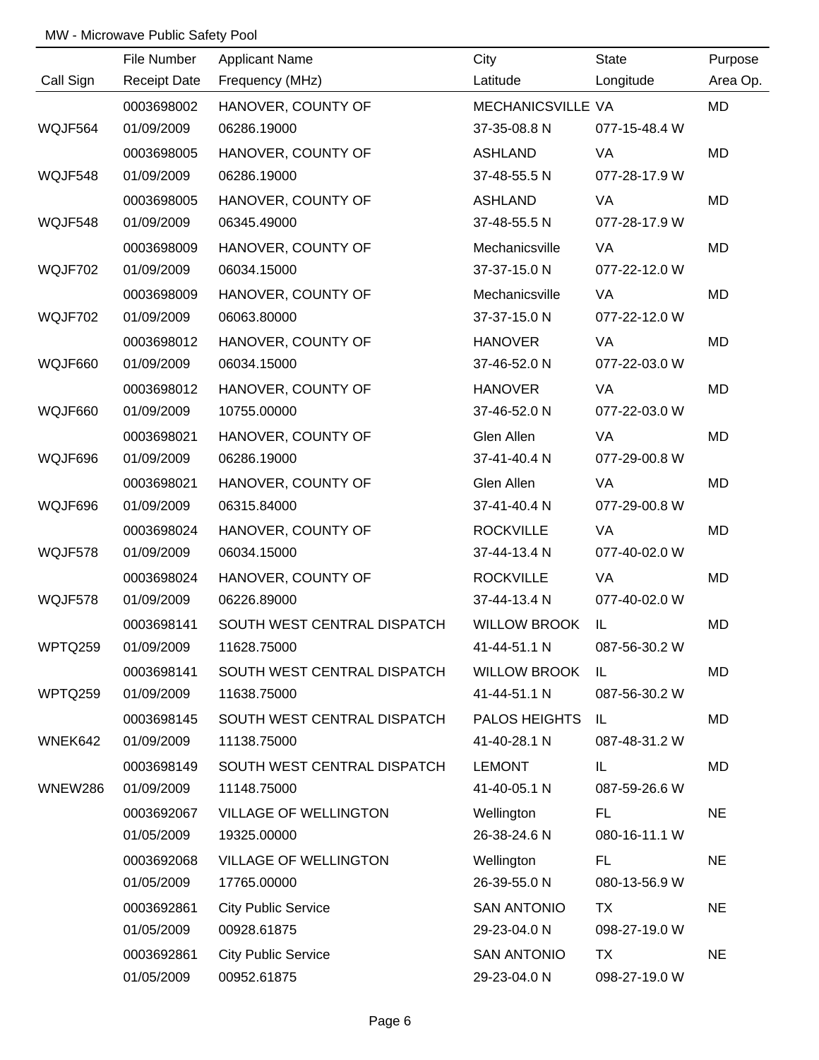MW - Microwave Public Safety Pool

| Call Sign | File Number / Receipt Date | Applicant Name / Frequency (MHz) | City / Latitude | State / Longitude | Purpose / Area Op. |
|---|---|---|---|---|---|
| | 0003698002 | HANOVER, COUNTY OF | MECHANICSVILLE | VA | MD |
| WQJF564 | 01/09/2009 | 06286.19000 | 37-35-08.8 N | 077-15-48.4 W | |
| | 0003698005 | HANOVER, COUNTY OF | ASHLAND | VA | MD |
| WQJF548 | 01/09/2009 | 06286.19000 | 37-48-55.5 N | 077-28-17.9 W | |
| | 0003698005 | HANOVER, COUNTY OF | ASHLAND | VA | MD |
| WQJF548 | 01/09/2009 | 06345.49000 | 37-48-55.5 N | 077-28-17.9 W | |
| | 0003698009 | HANOVER, COUNTY OF | Mechanicsville | VA | MD |
| WQJF702 | 01/09/2009 | 06034.15000 | 37-37-15.0 N | 077-22-12.0 W | |
| | 0003698009 | HANOVER, COUNTY OF | Mechanicsville | VA | MD |
| WQJF702 | 01/09/2009 | 06063.80000 | 37-37-15.0 N | 077-22-12.0 W | |
| | 0003698012 | HANOVER, COUNTY OF | HANOVER | VA | MD |
| WQJF660 | 01/09/2009 | 06034.15000 | 37-46-52.0 N | 077-22-03.0 W | |
| | 0003698012 | HANOVER, COUNTY OF | HANOVER | VA | MD |
| WQJF660 | 01/09/2009 | 10755.00000 | 37-46-52.0 N | 077-22-03.0 W | |
| | 0003698021 | HANOVER, COUNTY OF | Glen Allen | VA | MD |
| WQJF696 | 01/09/2009 | 06286.19000 | 37-41-40.4 N | 077-29-00.8 W | |
| | 0003698021 | HANOVER, COUNTY OF | Glen Allen | VA | MD |
| WQJF696 | 01/09/2009 | 06315.84000 | 37-41-40.4 N | 077-29-00.8 W | |
| | 0003698024 | HANOVER, COUNTY OF | ROCKVILLE | VA | MD |
| WQJF578 | 01/09/2009 | 06034.15000 | 37-44-13.4 N | 077-40-02.0 W | |
| | 0003698024 | HANOVER, COUNTY OF | ROCKVILLE | VA | MD |
| WQJF578 | 01/09/2009 | 06226.89000 | 37-44-13.4 N | 077-40-02.0 W | |
| | 0003698141 | SOUTH WEST CENTRAL DISPATCH | WILLOW BROOK | IL | MD |
| WPTQ259 | 01/09/2009 | 11628.75000 | 41-44-51.1 N | 087-56-30.2 W | |
| | 0003698141 | SOUTH WEST CENTRAL DISPATCH | WILLOW BROOK | IL | MD |
| WPTQ259 | 01/09/2009 | 11638.75000 | 41-44-51.1 N | 087-56-30.2 W | |
| | 0003698145 | SOUTH WEST CENTRAL DISPATCH | PALOS HEIGHTS | IL | MD |
| WNEK642 | 01/09/2009 | 11138.75000 | 41-40-28.1 N | 087-48-31.2 W | |
| | 0003698149 | SOUTH WEST CENTRAL DISPATCH | LEMONT | IL | MD |
| WNEW286 | 01/09/2009 | 11148.75000 | 41-40-05.1 N | 087-59-26.6 W | |
| | 0003692067 | VILLAGE OF WELLINGTON | Wellington | FL | NE |
| | 01/05/2009 | 19325.00000 | 26-38-24.6 N | 080-16-11.1 W | |
| | 0003692068 | VILLAGE OF WELLINGTON | Wellington | FL | NE |
| | 01/05/2009 | 17765.00000 | 26-39-55.0 N | 080-13-56.9 W | |
| | 0003692861 | City Public Service | SAN ANTONIO | TX | NE |
| | 01/05/2009 | 00928.61875 | 29-23-04.0 N | 098-27-19.0 W | |
| | 0003692861 | City Public Service | SAN ANTONIO | TX | NE |
| | 01/05/2009 | 00952.61875 | 29-23-04.0 N | 098-27-19.0 W | |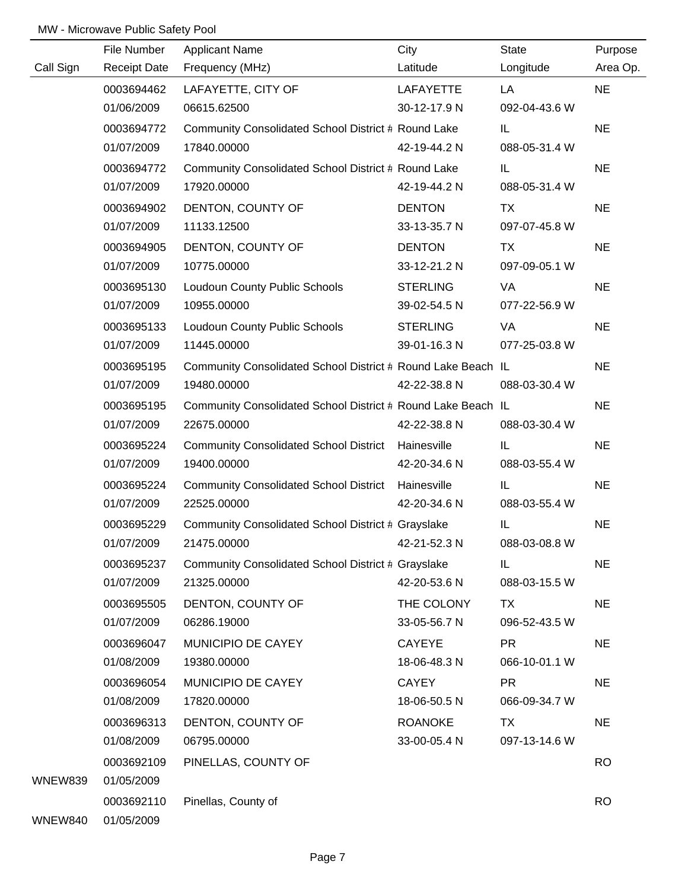MW - Microwave Public Safety Pool

| Call Sign | File Number<br>Receipt Date | Applicant Name<br>Frequency (MHz) | City<br>Latitude | State<br>Longitude | Purpose<br>Area Op. |
|---|---|---|---|---|---|
| | 0003694462<br>01/06/2009 | LAFAYETTE, CITY OF<br>06615.62500 | LAFAYETTE<br>30-12-17.9 N | LA<br>092-04-43.6 W | NE |
| | 0003694772<br>01/07/2009 | Community Consolidated School District #<br>17840.00000 | Round Lake<br>42-19-44.2 N | IL<br>088-05-31.4 W | NE |
| | 0003694772<br>01/07/2009 | Community Consolidated School District #<br>17920.00000 | Round Lake<br>42-19-44.2 N | IL<br>088-05-31.4 W | NE |
| | 0003694902<br>01/07/2009 | DENTON, COUNTY OF<br>11133.12500 | DENTON<br>33-13-35.7 N | TX<br>097-07-45.8 W | NE |
| | 0003694905<br>01/07/2009 | DENTON, COUNTY OF<br>10775.00000 | DENTON<br>33-12-21.2 N | TX<br>097-09-05.1 W | NE |
| | 0003695130<br>01/07/2009 | Loudoun County Public Schools<br>10955.00000 | STERLING<br>39-02-54.5 N | VA<br>077-22-56.9 W | NE |
| | 0003695133<br>01/07/2009 | Loudoun County Public Schools<br>11445.00000 | STERLING<br>39-01-16.3 N | VA<br>077-25-03.8 W | NE |
| | 0003695195<br>01/07/2009 | Community Consolidated School District #<br>19480.00000 | Round Lake Beach<br>42-22-38.8 N | IL<br>088-03-30.4 W | NE |
| | 0003695195<br>01/07/2009 | Community Consolidated School District #<br>22675.00000 | Round Lake Beach<br>42-22-38.8 N | IL<br>088-03-30.4 W | NE |
| | 0003695224<br>01/07/2009 | Community Consolidated School District<br>19400.00000 | Hainesville<br>42-20-34.6 N | IL<br>088-03-55.4 W | NE |
| | 0003695224<br>01/07/2009 | Community Consolidated School District<br>22525.00000 | Hainesville<br>42-20-34.6 N | IL<br>088-03-55.4 W | NE |
| | 0003695229<br>01/07/2009 | Community Consolidated School District #<br>21475.00000 | Grayslake<br>42-21-52.3 N | IL<br>088-03-08.8 W | NE |
| | 0003695237<br>01/07/2009 | Community Consolidated School District #<br>21325.00000 | Grayslake<br>42-20-53.6 N | IL<br>088-03-15.5 W | NE |
| | 0003695505<br>01/07/2009 | DENTON, COUNTY OF<br>06286.19000 | THE COLONY<br>33-05-56.7 N | TX<br>096-52-43.5 W | NE |
| | 0003696047<br>01/08/2009 | MUNICIPIO DE CAYEY<br>19380.00000 | CAYEYE<br>18-06-48.3 N | PR<br>066-10-01.1 W | NE |
| | 0003696054<br>01/08/2009 | MUNICIPIO DE CAYEY<br>17820.00000 | CAYEY<br>18-06-50.5 N | PR<br>066-09-34.7 W | NE |
| | 0003696313<br>01/08/2009 | DENTON, COUNTY OF<br>06795.00000 | ROANOKE<br>33-00-05.4 N | TX<br>097-13-14.6 W | NE |
| WNEW839 | 0003692109<br>01/05/2009 | PINELLAS, COUNTY OF | | | RO |
| WNEW840 | 0003692110<br>01/05/2009 | Pinellas, County of | | | RO |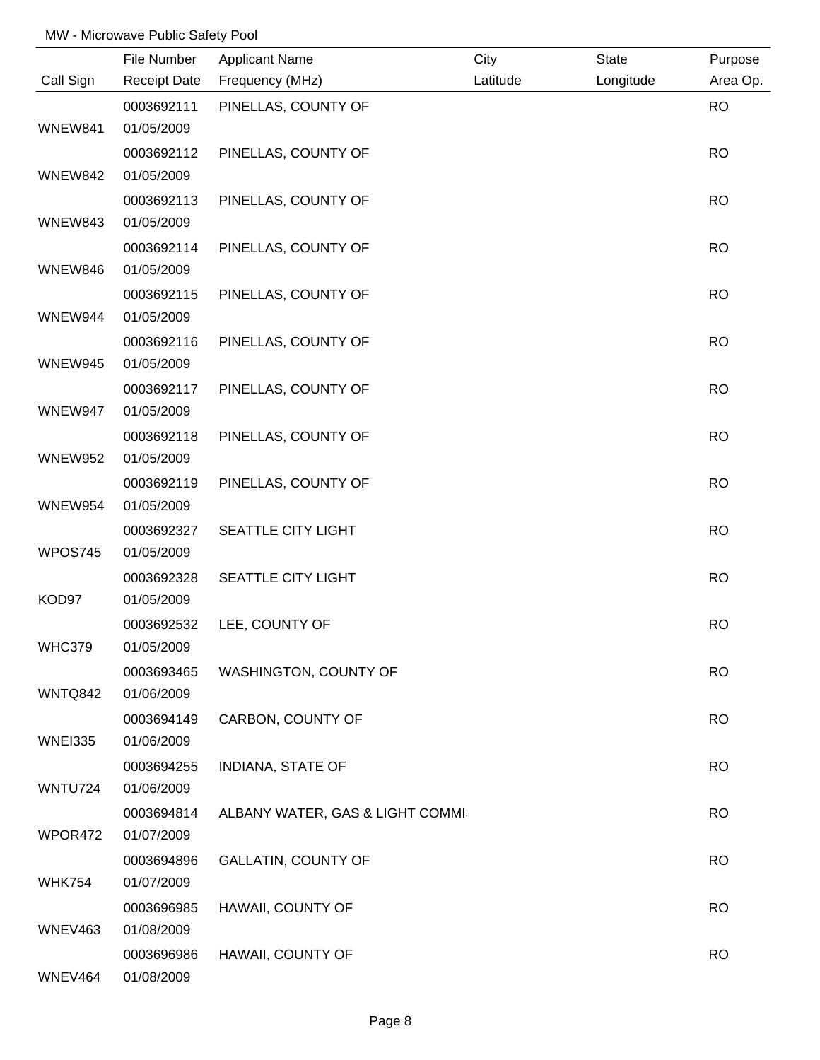MW - Microwave Public Safety Pool

| Call Sign | File Number<br>Receipt Date | Applicant Name<br>Frequency (MHz) | City<br>Latitude | State<br>Longitude | Purpose<br>Area Op. |
|---|---|---|---|---|---|
| WNEW841 | 0003692111<br>01/05/2009 | PINELLAS, COUNTY OF | | | RO |
| WNEW842 | 0003692112<br>01/05/2009 | PINELLAS, COUNTY OF | | | RO |
| WNEW843 | 0003692113<br>01/05/2009 | PINELLAS, COUNTY OF | | | RO |
| WNEW846 | 0003692114<br>01/05/2009 | PINELLAS, COUNTY OF | | | RO |
| WNEW944 | 0003692115<br>01/05/2009 | PINELLAS, COUNTY OF | | | RO |
| WNEW945 | 0003692116<br>01/05/2009 | PINELLAS, COUNTY OF | | | RO |
| WNEW947 | 0003692117<br>01/05/2009 | PINELLAS, COUNTY OF | | | RO |
| WNEW952 | 0003692118<br>01/05/2009 | PINELLAS, COUNTY OF | | | RO |
| WNEW954 | 0003692119<br>01/05/2009 | PINELLAS, COUNTY OF | | | RO |
| WPOS745 | 0003692327<br>01/05/2009 | SEATTLE CITY LIGHT | | | RO |
| KOD97 | 0003692328<br>01/05/2009 | SEATTLE CITY LIGHT | | | RO |
| WHC379 | 0003692532<br>01/05/2009 | LEE, COUNTY OF | | | RO |
| WNTQ842 | 0003693465<br>01/06/2009 | WASHINGTON, COUNTY OF | | | RO |
| WNEI335 | 0003694149<br>01/06/2009 | CARBON, COUNTY OF | | | RO |
| WNTU724 | 0003694255<br>01/06/2009 | INDIANA, STATE OF | | | RO |
| WPOR472 | 0003694814<br>01/07/2009 | ALBANY WATER, GAS & LIGHT COMMI: | | | RO |
| WHK754 | 0003694896<br>01/07/2009 | GALLATIN, COUNTY OF | | | RO |
| WNEV463 | 0003696985<br>01/08/2009 | HAWAII, COUNTY OF | | | RO |
| WNEV464 | 0003696986<br>01/08/2009 | HAWAII, COUNTY OF | | | RO |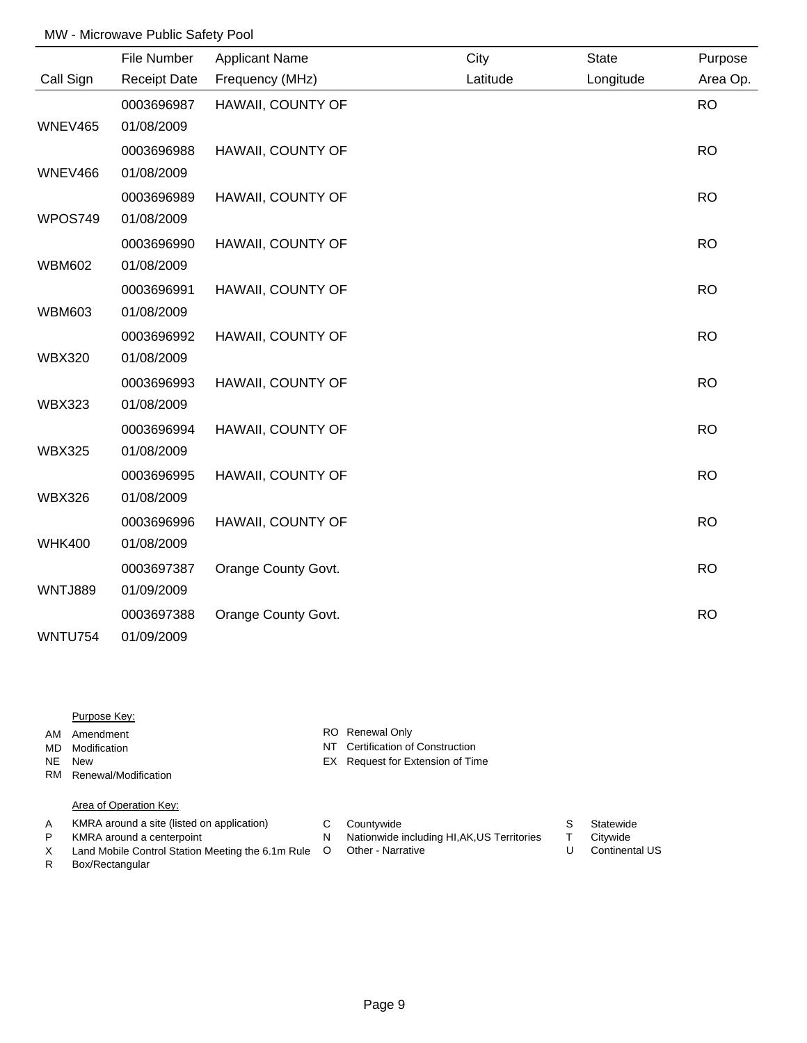MW - Microwave Public Safety Pool

| Call Sign | File Number / Receipt Date | Applicant Name / Frequency (MHz) | City / Latitude | State / Longitude | Purpose / Area Op. |
|---|---|---|---|---|---|
| | 0003696987 | HAWAII, COUNTY OF | | | RO |
| WNEV465 | 01/08/2009 | | | | |
| | 0003696988 | HAWAII, COUNTY OF | | | RO |
| WNEV466 | 01/08/2009 | | | | |
| | 0003696989 | HAWAII, COUNTY OF | | | RO |
| WPOS749 | 01/08/2009 | | | | |
| | 0003696990 | HAWAII, COUNTY OF | | | RO |
| WBM602 | 01/08/2009 | | | | |
| | 0003696991 | HAWAII, COUNTY OF | | | RO |
| WBM603 | 01/08/2009 | | | | |
| | 0003696992 | HAWAII, COUNTY OF | | | RO |
| WBX320 | 01/08/2009 | | | | |
| | 0003696993 | HAWAII, COUNTY OF | | | RO |
| WBX323 | 01/08/2009 | | | | |
| | 0003696994 | HAWAII, COUNTY OF | | | RO |
| WBX325 | 01/08/2009 | | | | |
| | 0003696995 | HAWAII, COUNTY OF | | | RO |
| WBX326 | 01/08/2009 | | | | |
| | 0003696996 | HAWAII, COUNTY OF | | | RO |
| WHK400 | 01/08/2009 | | | | |
| | 0003697387 | Orange County Govt. | | | RO |
| WNTJ889 | 01/09/2009 | | | | |
| | 0003697388 | Orange County Govt. | | | RO |
| WNTU754 | 01/09/2009 | | | | |

Purpose Key:

- AM Amendment
- MD Modification
- NE New
- RM Renewal/Modification
- RO Renewal Only
- NT Certification of Construction
- EX Request for Extension of Time

Area of Operation Key:

- A KMRA around a site (listed on application)
- P KMRA around a centerpoint
- X Land Mobile Control Station Meeting the 6.1m Rule
- R Box/Rectangular
- C Countywide
- N Nationwide including HI,AK,US Territories
- O Other - Narrative
- S Statewide
- T Citywide
- U Continental US